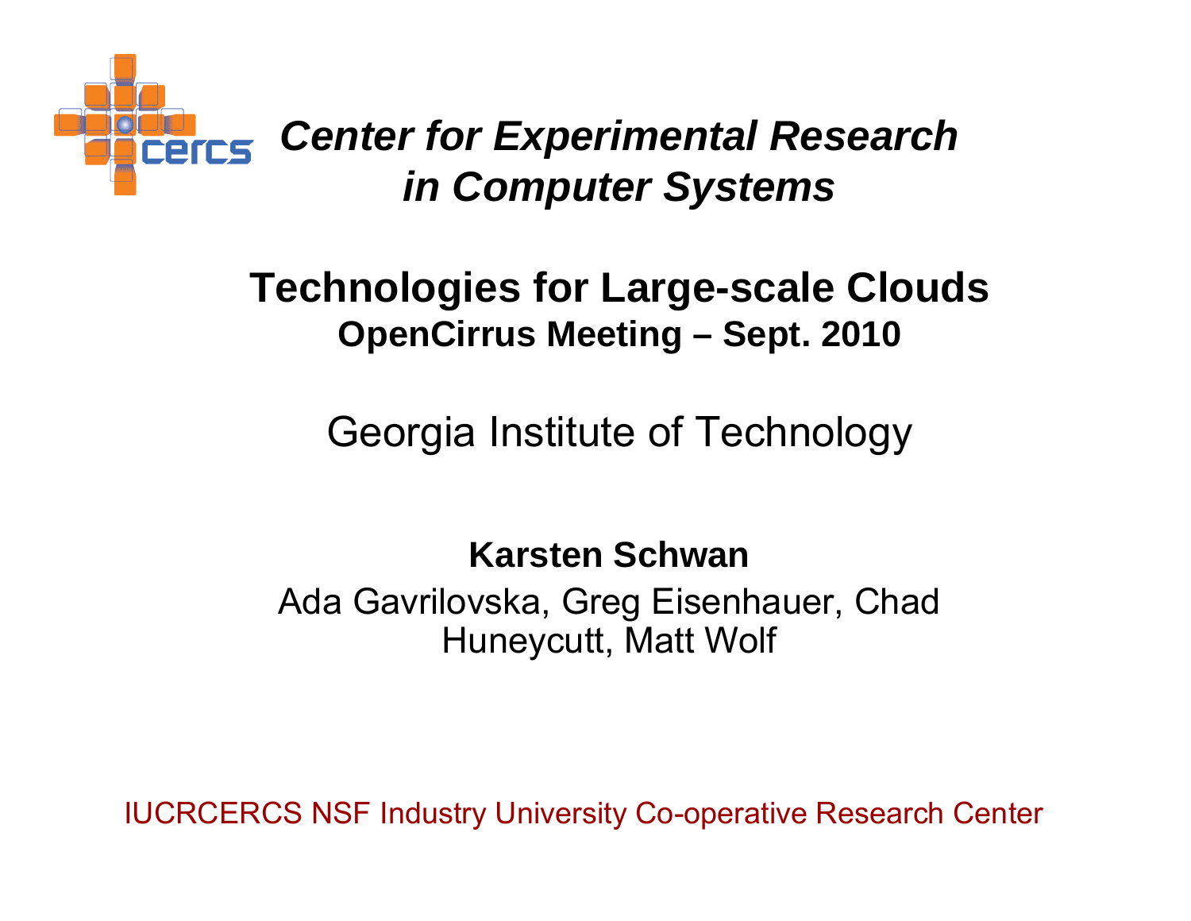cercs

***Center for Experimental Research in Computer Systems***

# Technologies for Large-scale Clouds

**OpenCirrus Meeting – Sept. 2010**

Georgia Institute of Technology

**Karsten Schwan**

Ada Gavrilovska, Greg Eisenhauer, Chad Huneycutt, Matt Wolf

IUCRCERCS NSF Industry University Co-operative Research Center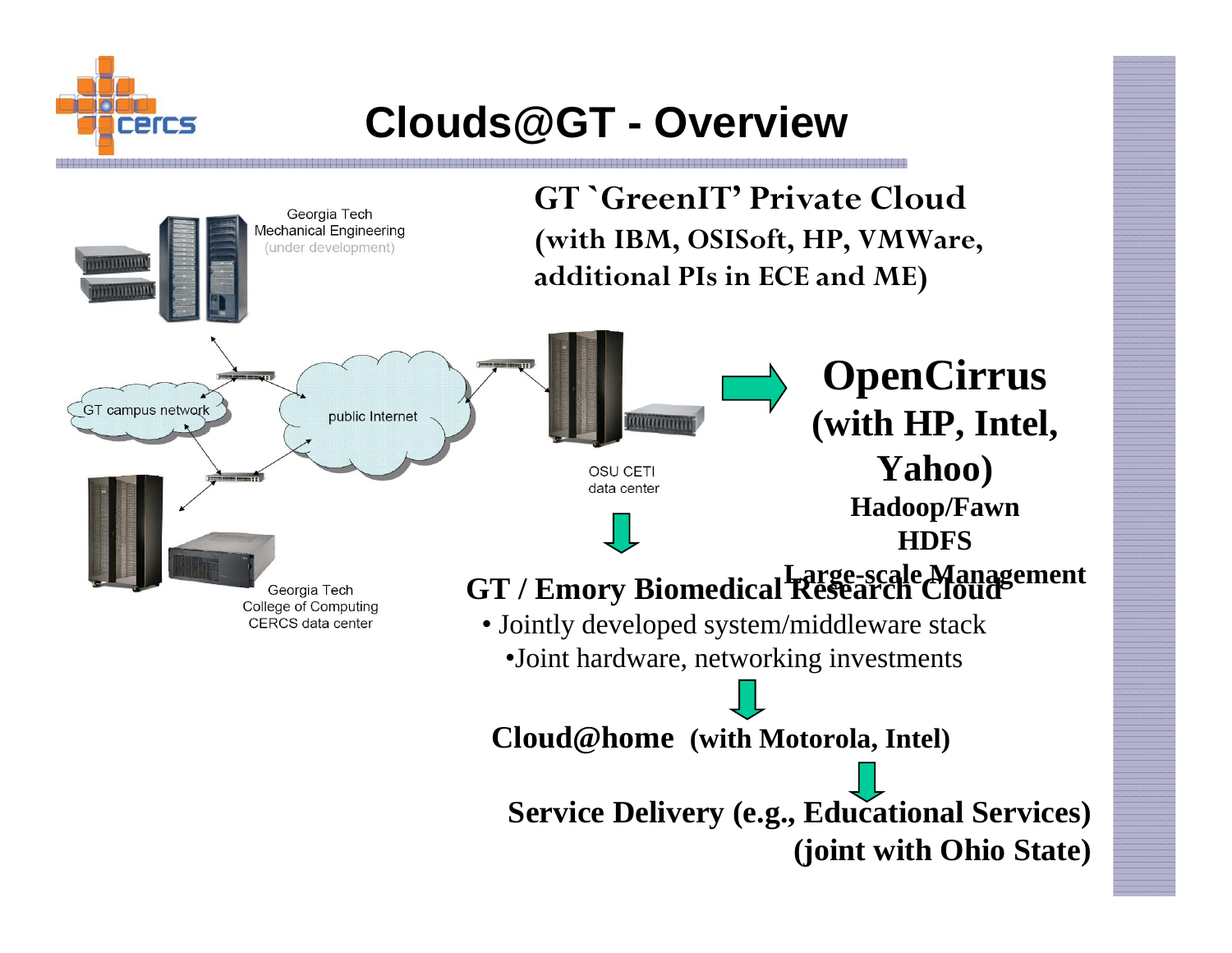# Clouds@GT - Overview

Georgia Tech Mechanical Engineering (under development)

GT campus network

public Internet

OSU CETI data center

Georgia Tech College of Computing CERCS data center

**GT `GreenIT' Private Cloud (with IBM, OSISoft, HP, VMWare, additional PIs in ECE and ME)**

**OpenCirrus (with HP, Intel, Yahoo)**

**Hadoop/Fawn**

**HDFS**

**Large-scale Management**

**GT / Emory Biomedical Research Cloud**

- Jointly developed system/middleware stack
- Joint hardware, networking investments

**Cloud@home (with Motorola, Intel)**

**Service Delivery (e.g., Educational Services) (joint with Ohio State)**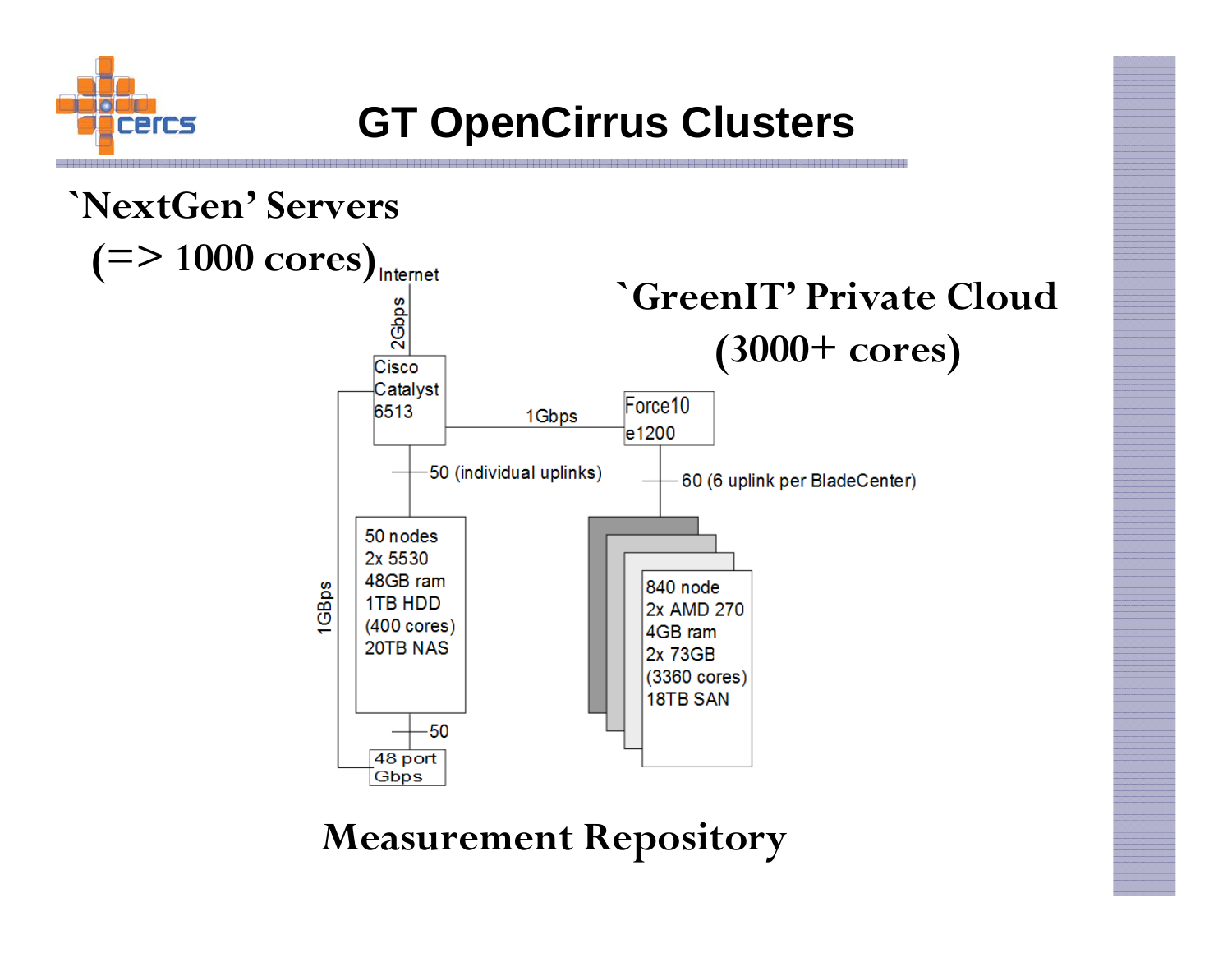# GT OpenCirrus Clusters

`NextGen' Servers (=> 1000 cores)

`GreenIT' Private Cloud (3000+ cores)

Internet

2Gbps

Cisco Catalyst 6513

1Gbps

Force10 e1200

50 (individual uplinks)

60 (6 uplink per BladeCenter)

1GBps

50 nodes
2x 5530
48GB ram
1TB HDD
(400 cores)
20TB NAS

840 node
2x AMD 270
4GB ram
2x 73GB
(3360 cores)
18TB SAN

50

48 port Gbps

Measurement Repository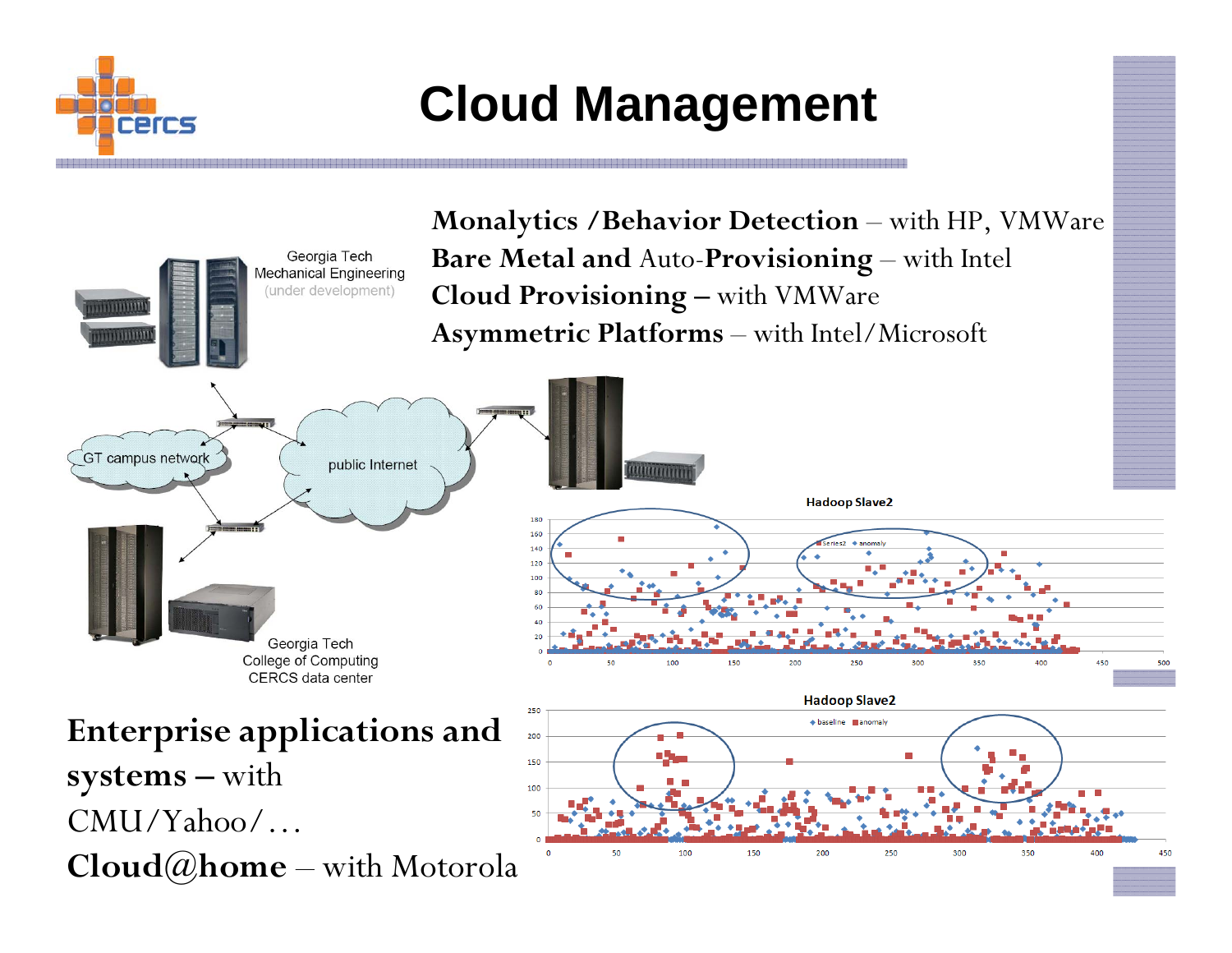# Cloud Management

**Monalytics /Behavior Detection** – with HP, VMWare
**Bare Metal and** Auto-**Provisioning** – with Intel
**Cloud Provisioning –** with VMWare
**Asymmetric Platforms** – with Intel/Microsoft

Georgia Tech
Mechanical Engineering
(under development)

GT campus network

public Internet

Georgia Tech
College of Computing
CERCS data center

Hadoop Slave2

180
160
140
120
100
80
60
40
20
0

0 50 100 150 200 250 300 350 400 450 500

Series2 anomaly

Hadoop Slave2

250
200
150
100
50
0

0 50 100 150 200 250 300 350 400 450

baseline anomaly

**Enterprise applications and systems –** with CMU/Yahoo/…
**Cloud@home** – with Motorola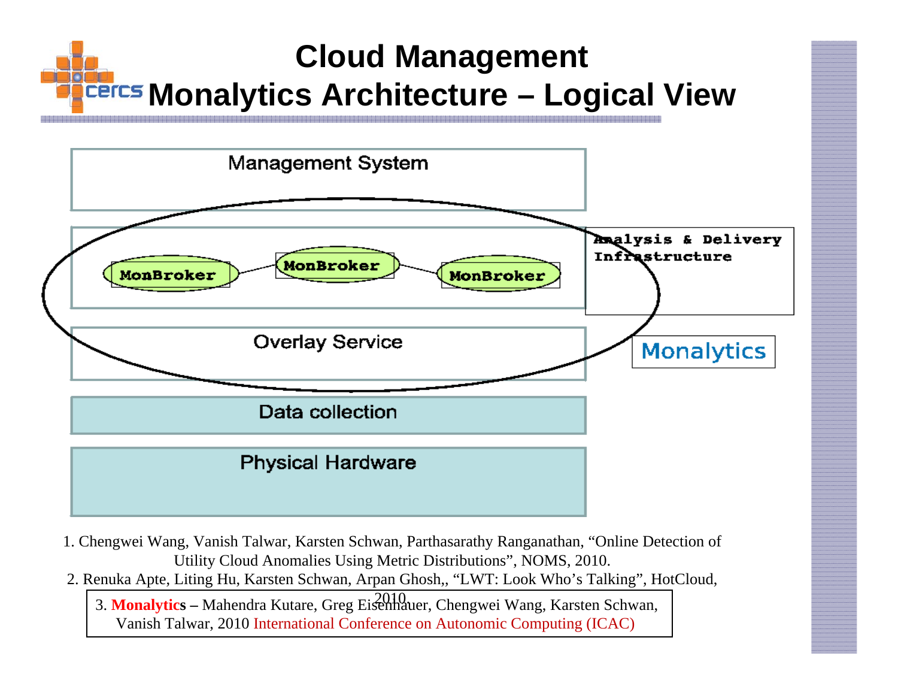# Cloud Management

## Monalytics Architecture – Logical View

Management System

MonBroker

MonBroker

MonBroker

Analysis & Delivery Infrastructure

Overlay Service

Monalytics

Data collection

Physical Hardware

1. Chengwei Wang, Vanish Talwar, Karsten Schwan, Parthasarathy Ranganathan, "Online Detection of Utility Cloud Anomalies Using Metric Distributions", NOMS, 2010.
2. Renuka Apte, Liting Hu, Karsten Schwan, Arpan Ghosh,, "LWT: Look Who's Talking", HotCloud, 2010
3. **Monalytics** – Mahendra Kutare, Greg Eisenhauer, Chengwei Wang, Karsten Schwan, Vanish Talwar, 2010 International Conference on Autonomic Computing (ICAC)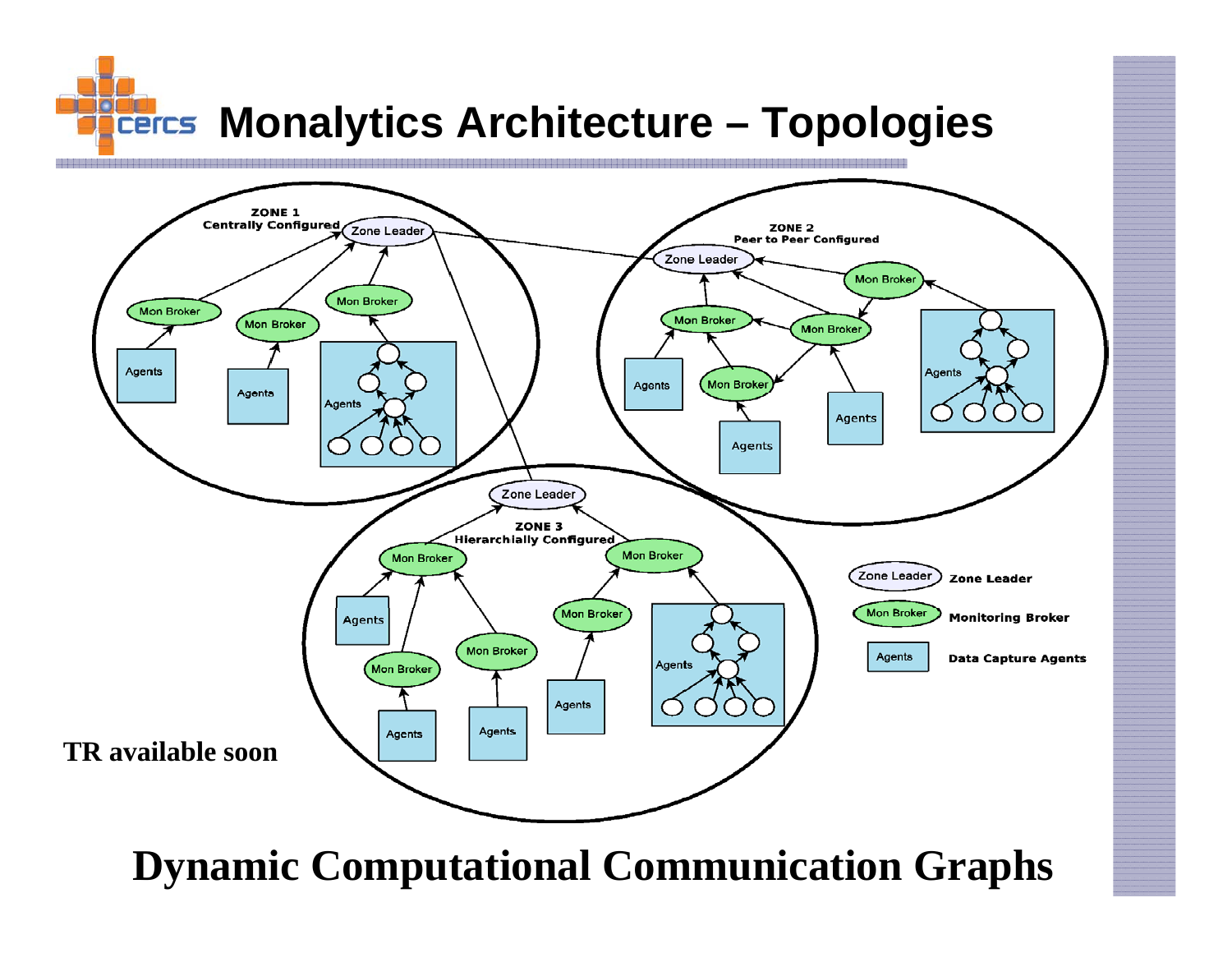# Monalytics Architecture – Topologies

ZONE 1
Centrally Configured

Zone Leader

Mon Broker

Mon Broker

Mon Broker

Agents

Agents

Agents

ZONE 2
Peer to Peer Configured

Zone Leader

Mon Broker

Mon Broker

Mon Broker

Mon Broker

Agents

Agents

Agents

Agents

Zone Leader

ZONE 3
Hierarchially Configured

Mon Broker

Mon Broker

Mon Broker

Mon Broker

Mon Broker

Agents

Agents

Agents

Agents

Agents

Zone Leader — Zone Leader

Mon Broker — Monitoring Broker

Agents — Data Capture Agents

**TR available soon**

**Dynamic Computational Communication Graphs**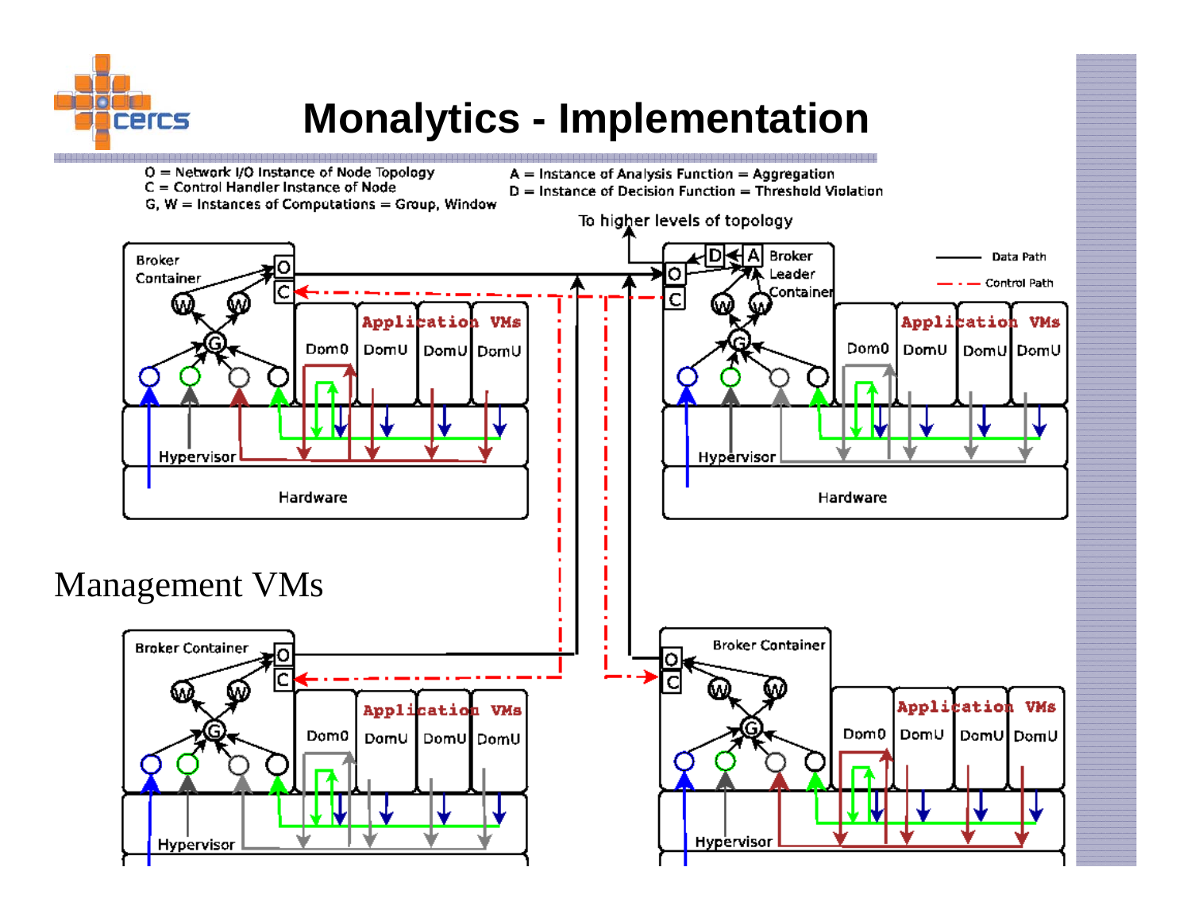# Monalytics - Implementation

O = Network I/O Instance of Node Topology
C = Control Handler Instance of Node
G, W = Instances of Computations = Group, Window

A = Instance of Analysis Function = Aggregation
D = Instance of Decision Function = Threshold Violation

To higher levels of topology

Data Path
Control Path

Broker Container
Broker Leader Container
Application VMs
Dom0
DomU
DomU
DomU
Hypervisor
Hardware

Management VMs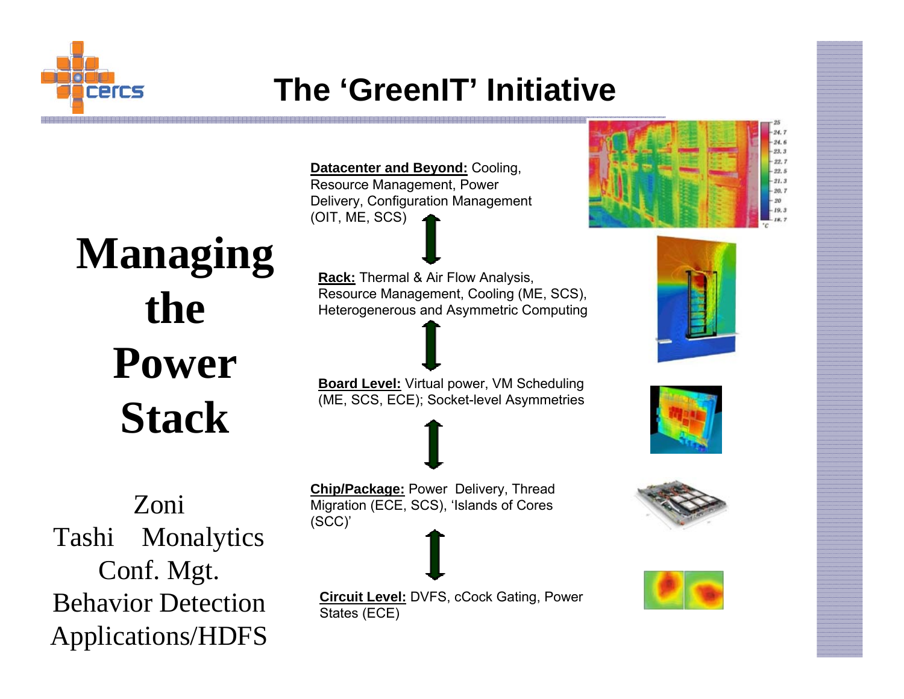# The 'GreenIT' Initiative

## Managing the Power Stack

Zoni
Tashi Monalytics
Conf. Mgt.
Behavior Detection
Applications/HDFS

**Datacenter and Beyond:** Cooling, Resource Management, Power Delivery, Configuration Management (OIT, ME, SCS)

**Rack:** Thermal & Air Flow Analysis, Resource Management, Cooling (ME, SCS), Heterogeneous and Asymmetric Computing

**Board Level:** Virtual power, VM Scheduling (ME, SCS, ECE); Socket-level Asymmetries

**Chip/Package:** Power Delivery, Thread Migration (ECE, SCS), 'Islands of Cores (SCC)'

**Circuit Level:** DVFS, cCock Gating, Power States (ECE)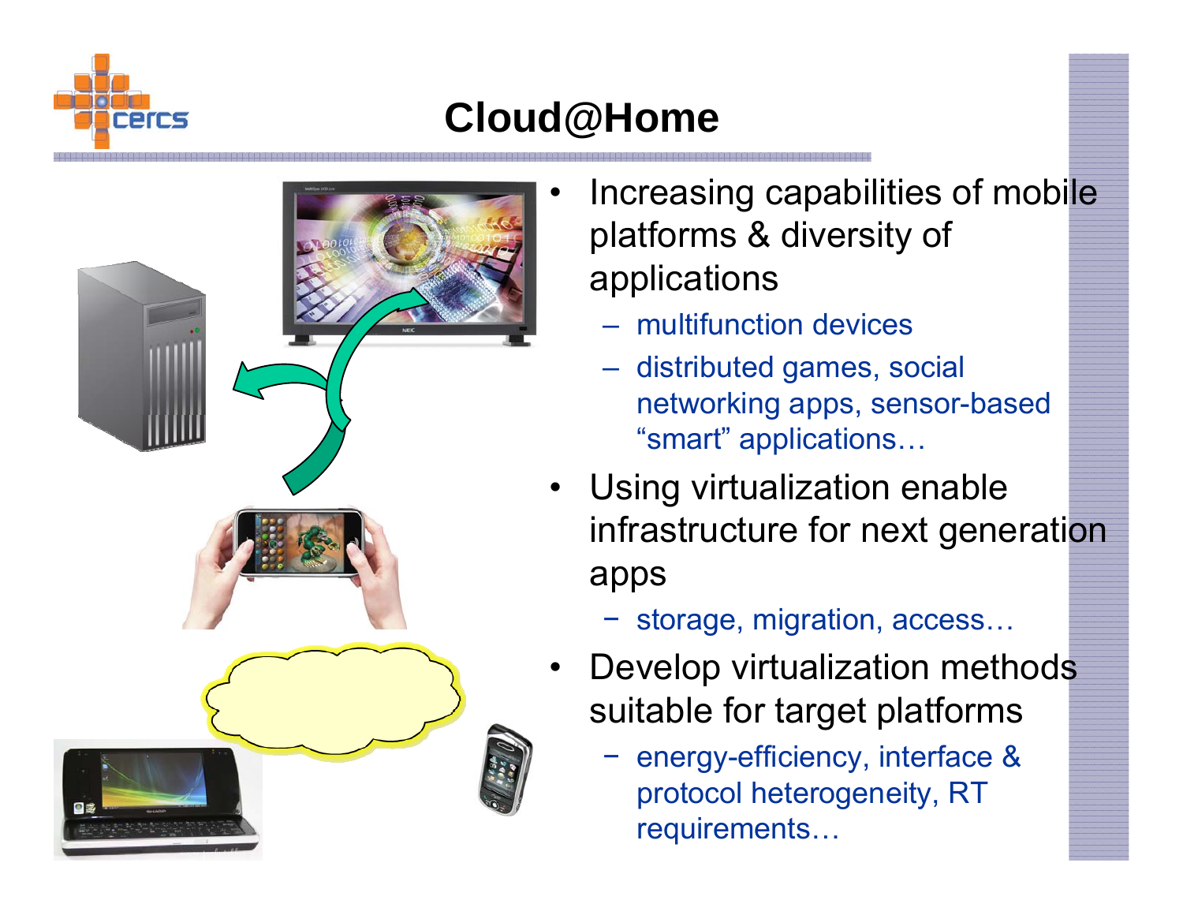# Cloud@Home

- Increasing capabilities of mobile platforms & diversity of applications
  - multifunction devices
  - distributed games, social networking apps, sensor-based “smart” applications…
- Using virtualization enable infrastructure for next generation apps
  - storage, migration, access…
- Develop virtualization methods suitable for target platforms
  - energy-efficiency, interface & protocol heterogeneity, RT requirements…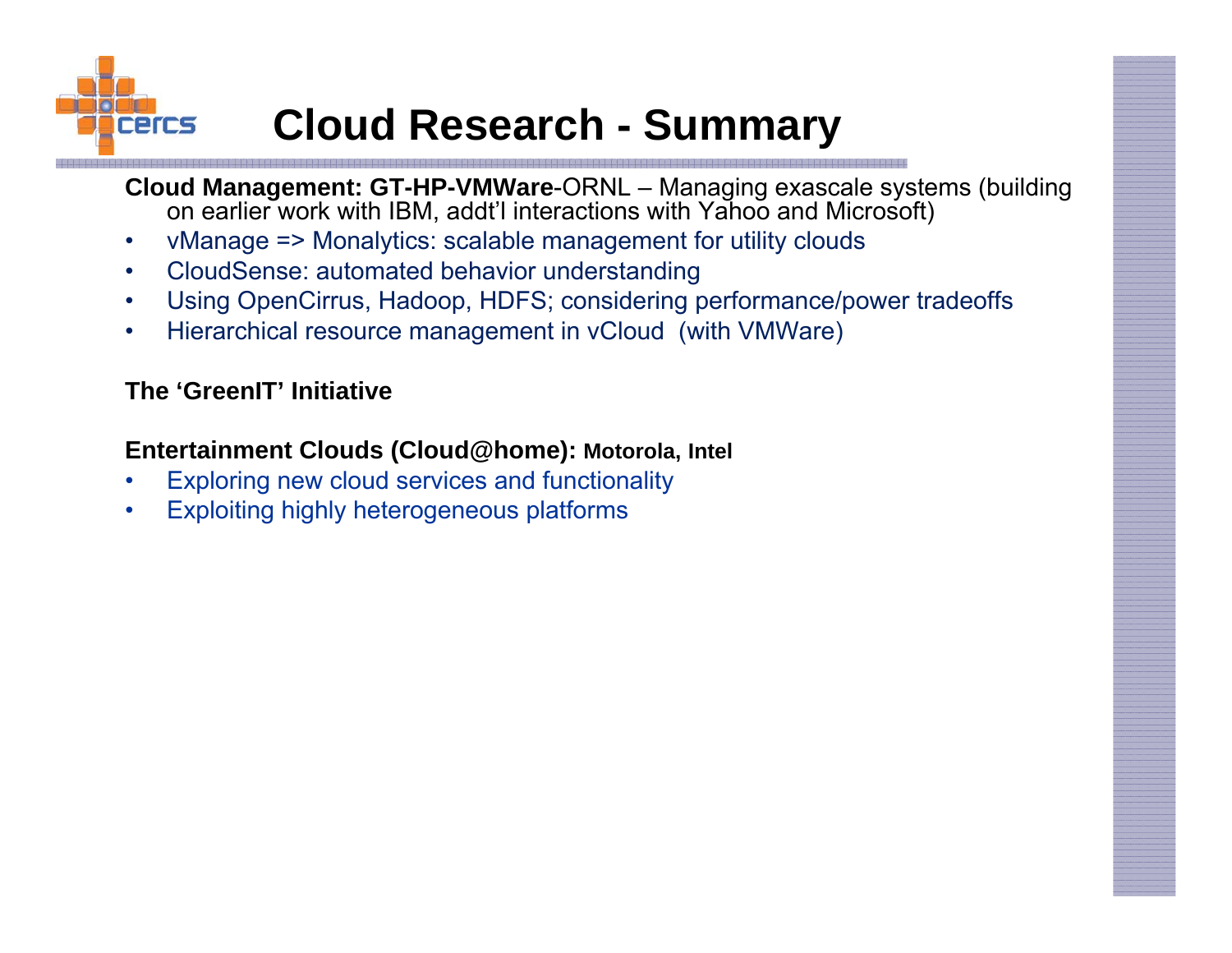# Cloud Research - Summary

**Cloud Management: GT-HP-VMWare**-ORNL – Managing exascale systems (building on earlier work with IBM, addt'l interactions with Yahoo and Microsoft)

- vManage => Monalytics: scalable management for utility clouds
- CloudSense: automated behavior understanding
- Using OpenCirrus, Hadoop, HDFS; considering performance/power tradeoffs
- Hierarchical resource management in vCloud (with VMWare)

**The 'GreenIT' Initiative**

**Entertainment Clouds (Cloud@home): Motorola, Intel**

- Exploring new cloud services and functionality
- Exploiting highly heterogeneous platforms